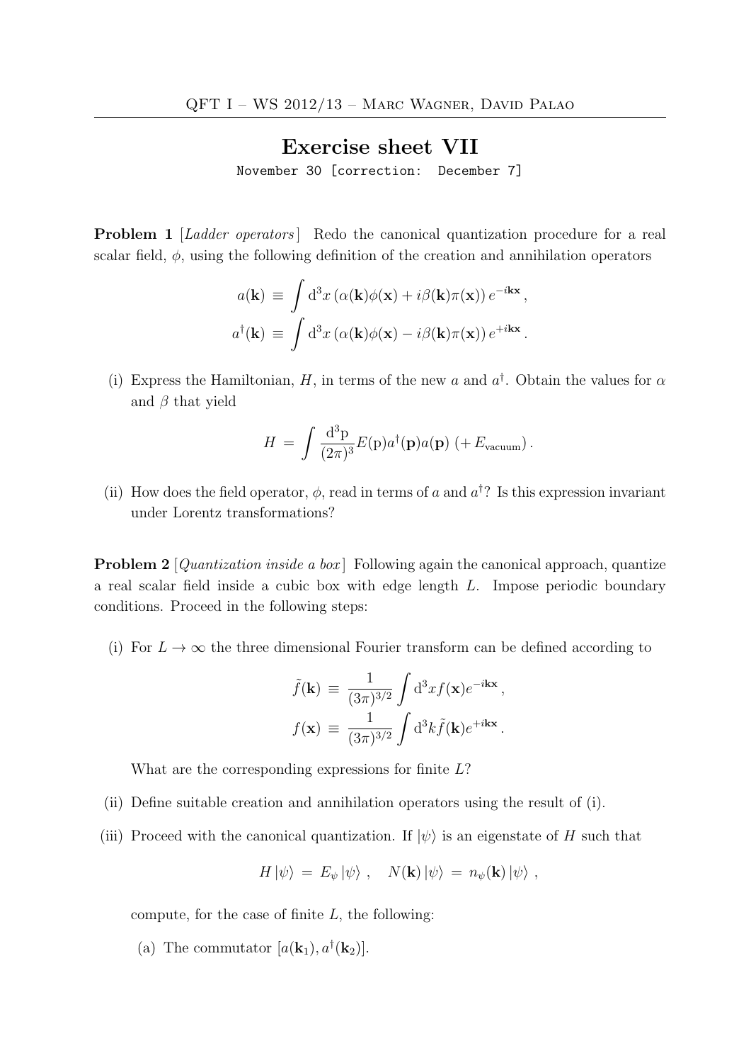# Exercise sheet VII

November 30 [correction: December 7]

**Problem 1** [*Ladder operators*] Redo the canonical quantization procedure for a real scalar field, $\phi$, using the following definition of the creation and annihilation operators

$$a(\mathbf{k}) \equiv \int \mathrm{d}^3x \, (\alpha(\mathbf{k})\phi(\mathbf{x}) + i\beta(\mathbf{k})\pi(\mathbf{x})) \, e^{-i\mathbf{kx}} \, ,$$

$$a^\dagger(\mathbf{k}) \equiv \int \mathrm{d}^3x \, (\alpha(\mathbf{k})\phi(\mathbf{x}) - i\beta(\mathbf{k})\pi(\mathbf{x})) \, e^{+i\mathbf{kx}} \, .$$

(i) Express the Hamiltonian, $H$, in terms of the new $a$ and $a^\dagger$. Obtain the values for $\alpha$ and $\beta$ that yield

$$H = \int \frac{\mathrm{d}^3\mathrm{p}}{(2\pi)^3} E(\mathrm{p}) a^\dagger(\mathbf{p}) a(\mathbf{p}) \; (+E_{\text{vacuum}}) \, .$$

(ii) How does the field operator, $\phi$, read in terms of $a$ and $a^\dagger$? Is this expression invariant under Lorentz transformations?

**Problem 2** [*Quantization inside a box*] Following again the canonical approach, quantize a real scalar field inside a cubic box with edge length $L$. Impose periodic boundary conditions. Proceed in the following steps:

(i) For $L \to \infty$ the three dimensional Fourier transform can be defined according to

$$\tilde{f}(\mathbf{k}) \equiv \frac{1}{(3\pi)^{3/2}} \int \mathrm{d}^3x f(\mathbf{x}) e^{-i\mathbf{kx}} \, ,$$

$$f(\mathbf{x}) \equiv \frac{1}{(3\pi)^{3/2}} \int \mathrm{d}^3k \tilde{f}(\mathbf{k}) e^{+i\mathbf{kx}} \, .$$

What are the corresponding expressions for finite $L$?

(ii) Define suitable creation and annihilation operators using the result of (i).

(iii) Proceed with the canonical quantization. If $|\psi\rangle$ is an eigenstate of $H$ such that

$$H \, |\psi\rangle = E_\psi \, |\psi\rangle \; , \quad N(\mathbf{k}) \, |\psi\rangle = n_\psi(\mathbf{k}) \, |\psi\rangle \; ,$$

compute, for the case of finite $L$, the following:

(a) The commutator $[a(\mathbf{k}_1), a^\dagger(\mathbf{k}_2)]$.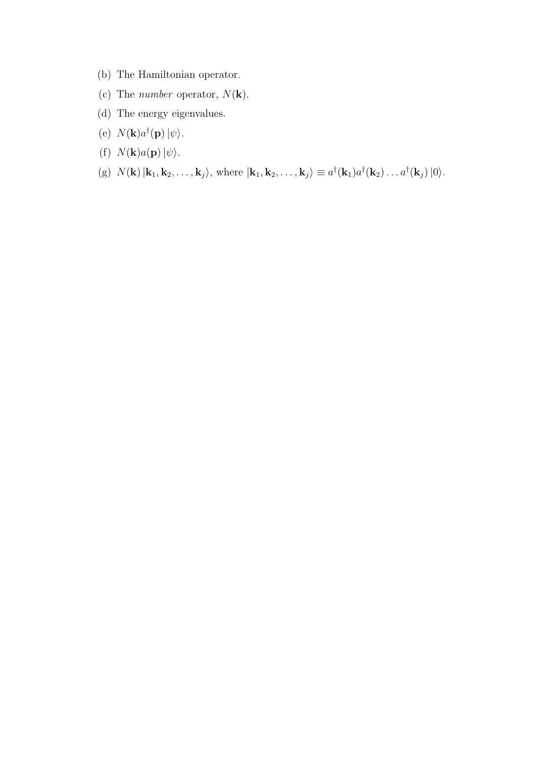(b) The Hamiltonian operator.

(c) The *number* operator, $N(\mathbf{k})$.

(d) The energy eigenvalues.

(e) $N(\mathbf{k})a^\dagger(\mathbf{p})\,|\psi\rangle$.

(f) $N(\mathbf{k})a(\mathbf{p})\,|\psi\rangle$.

(g) $N(\mathbf{k})\,|\mathbf{k}_1, \mathbf{k}_2, \ldots, \mathbf{k}_j\rangle$, where $|\mathbf{k}_1, \mathbf{k}_2, \ldots, \mathbf{k}_j\rangle \equiv a^\dagger(\mathbf{k}_1)a^\dagger(\mathbf{k}_2)\ldots a^\dagger(\mathbf{k}_j)\,|0\rangle$.